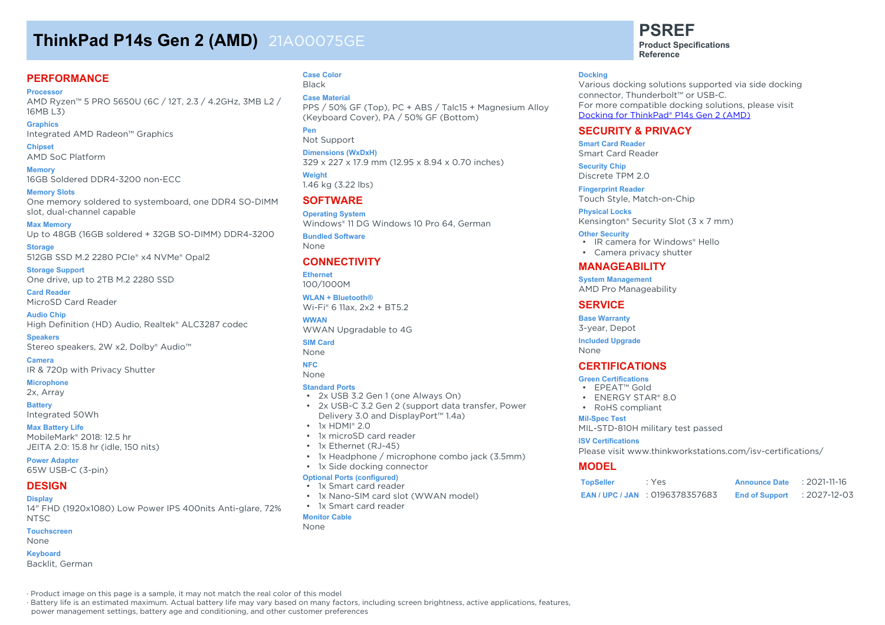# ThinkPad P14s Gen 2 (AMD) 21A00075GE

**PSREF**
**Product Specifications Reference**

## PERFORMANCE

**Processor**
AMD Ryzen™ 5 PRO 5650U (6C / 12T, 2.3 / 4.2GHz, 3MB L2 / 16MB L3)

**Graphics**
Integrated AMD Radeon™ Graphics

**Chipset**
AMD SoC Platform

**Memory**
16GB Soldered DDR4-3200 non-ECC

**Memory Slots**
One memory soldered to systemboard, one DDR4 SO-DIMM slot, dual-channel capable

**Max Memory**
Up to 48GB (16GB soldered + 32GB SO-DIMM) DDR4-3200

**Storage**
512GB SSD M.2 2280 PCIe® x4 NVMe® Opal2

**Storage Support**
One drive, up to 2TB M.2 2280 SSD

**Card Reader**
MicroSD Card Reader

**Audio Chip**
High Definition (HD) Audio, Realtek® ALC3287 codec

**Speakers**
Stereo speakers, 2W x2, Dolby® Audio™

**Camera**
IR & 720p with Privacy Shutter

**Microphone**
2x, Array

**Battery**
Integrated 50Wh

**Max Battery Life**
MobileMark® 2018: 12.5 hr
JEITA 2.0: 15.8 hr (idle, 150 nits)

**Power Adapter**
65W USB-C (3-pin)

## DESIGN

**Display**
14" FHD (1920x1080) Low Power IPS 400nits Anti-glare, 72% NTSC

**Touchscreen**
None

**Keyboard**
Backlit, German

**Case Color**
Black

**Case Material**
PPS / 50% GF (Top), PC + ABS / Talc15 + Magnesium Alloy (Keyboard Cover), PA / 50% GF (Bottom)

**Pen**
Not Support

**Dimensions (WxDxH)**
329 x 227 x 17.9 mm (12.95 x 8.94 x 0.70 inches)

**Weight**
1.46 kg (3.22 lbs)

## SOFTWARE

**Operating System**
Windows® 11 DG Windows 10 Pro 64, German

**Bundled Software**
None

## CONNECTIVITY

**Ethernet**
100/1000M

**WLAN + Bluetooth®**
Wi-Fi® 6 11ax, 2x2 + BT5.2

**WWAN**
WWAN Upgradable to 4G

**SIM Card**
None

**NFC**
None

**Standard Ports**
- 2x USB 3.2 Gen 1 (one Always On)
- 2x USB-C 3.2 Gen 2 (support data transfer, Power Delivery 3.0 and DisplayPort™ 1.4a)
- 1x HDMI® 2.0
- 1x microSD card reader
- 1x Ethernet (RJ-45)
- 1x Headphone / microphone combo jack (3.5mm)
- 1x Side docking connector

**Optional Ports (configured)**
- 1x Smart card reader
- 1x Nano-SIM card slot (WWAN model)
- 1x Smart card reader

**Monitor Cable**
None

**Docking**
Various docking solutions supported via side docking connector, Thunderbolt™ or USB-C.
For more compatible docking solutions, please visit Docking for ThinkPad® P14s Gen 2 (AMD)

## SECURITY & PRIVACY

**Smart Card Reader**
Smart Card Reader

**Security Chip**
Discrete TPM 2.0

**Fingerprint Reader**
Touch Style, Match-on-Chip

**Physical Locks**
Kensington® Security Slot (3 x 7 mm)

**Other Security**
- IR camera for Windows® Hello
- Camera privacy shutter

## MANAGEABILITY

**System Management**
AMD Pro Manageability

## SERVICE

**Base Warranty**
3-year, Depot

**Included Upgrade**
None

## CERTIFICATIONS

**Green Certifications**
- EPEAT™ Gold
- ENERGY STAR® 8.0
- RoHS compliant

**Mil-Spec Test**
MIL-STD-810H military test passed

**ISV Certifications**
Please visit www.thinkworkstations.com/isv-certifications/

## MODEL

| | | | |
|---|---|---|---|
| **TopSeller** | : Yes | **Announce Date** | : 2021-11-16 |
| **EAN / UPC / JAN** | : 0196378357683 | **End of Support** | : 2027-12-03 |

· Product image on this page is a sample, it may not match the real color of this model
· Battery life is an estimated maximum. Actual battery life may vary based on many factors, including screen brightness, active applications, features, power management settings, battery age and conditioning, and other customer preferences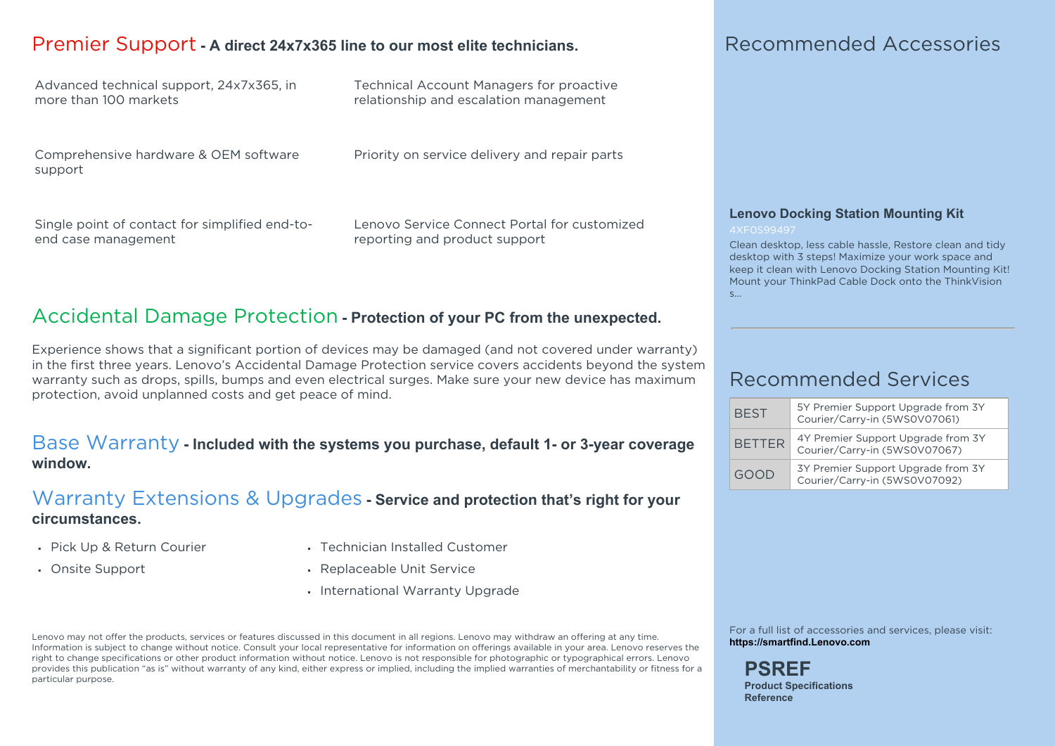## Premier Support - A direct 24x7x365 line to our most elite technicians.

Advanced technical support, 24x7x365, in more than 100 markets

Technical Account Managers for proactive relationship and escalation management

Comprehensive hardware & OEM software support

Priority on service delivery and repair parts

Single point of contact for simplified end-to-end case management

Lenovo Service Connect Portal for customized reporting and product support

## Accidental Damage Protection - Protection of your PC from the unexpected.

Experience shows that a significant portion of devices may be damaged (and not covered under warranty) in the first three years. Lenovo's Accidental Damage Protection service covers accidents beyond the system warranty such as drops, spills, bumps and even electrical surges. Make sure your new device has maximum protection, avoid unplanned costs and get peace of mind.

## Base Warranty - Included with the systems you purchase, default 1- or 3-year coverage window.

## Warranty Extensions & Upgrades - Service and protection that's right for your circumstances.

- Pick Up & Return Courier
- Onsite Support
- Technician Installed Customer
- Replaceable Unit Service
- International Warranty Upgrade

Lenovo may not offer the products, services or features discussed in this document in all regions. Lenovo may withdraw an offering at any time. Information is subject to change without notice. Consult your local representative for information on offerings available in your area. Lenovo reserves the right to change specifications or other product information without notice. Lenovo is not responsible for photographic or typographical errors. Lenovo provides this publication "as is" without warranty of any kind, either express or implied, including the implied warranties of merchantability or fitness for a particular purpose.

## Recommended Accessories

**Lenovo Docking Station Mounting Kit**

4XF0S99497

Clean desktop, less cable hassle, Restore clean and tidy desktop with 3 steps! Maximize your work space and keep it clean with Lenovo Docking Station Mounting Kit! Mount your ThinkPad Cable Dock onto the ThinkVision s...

## Recommended Services

| | |
|---|---|
| BEST | 5Y Premier Support Upgrade from 3Y Courier/Carry-in (5WS0V07061) |
| BETTER | 4Y Premier Support Upgrade from 3Y Courier/Carry-in (5WS0V07067) |
| GOOD | 3Y Premier Support Upgrade from 3Y Courier/Carry-in (5WS0V07092) |

For a full list of accessories and services, please visit: **https://smartfind.Lenovo.com**

**PSREF**
**Product Specifications Reference**